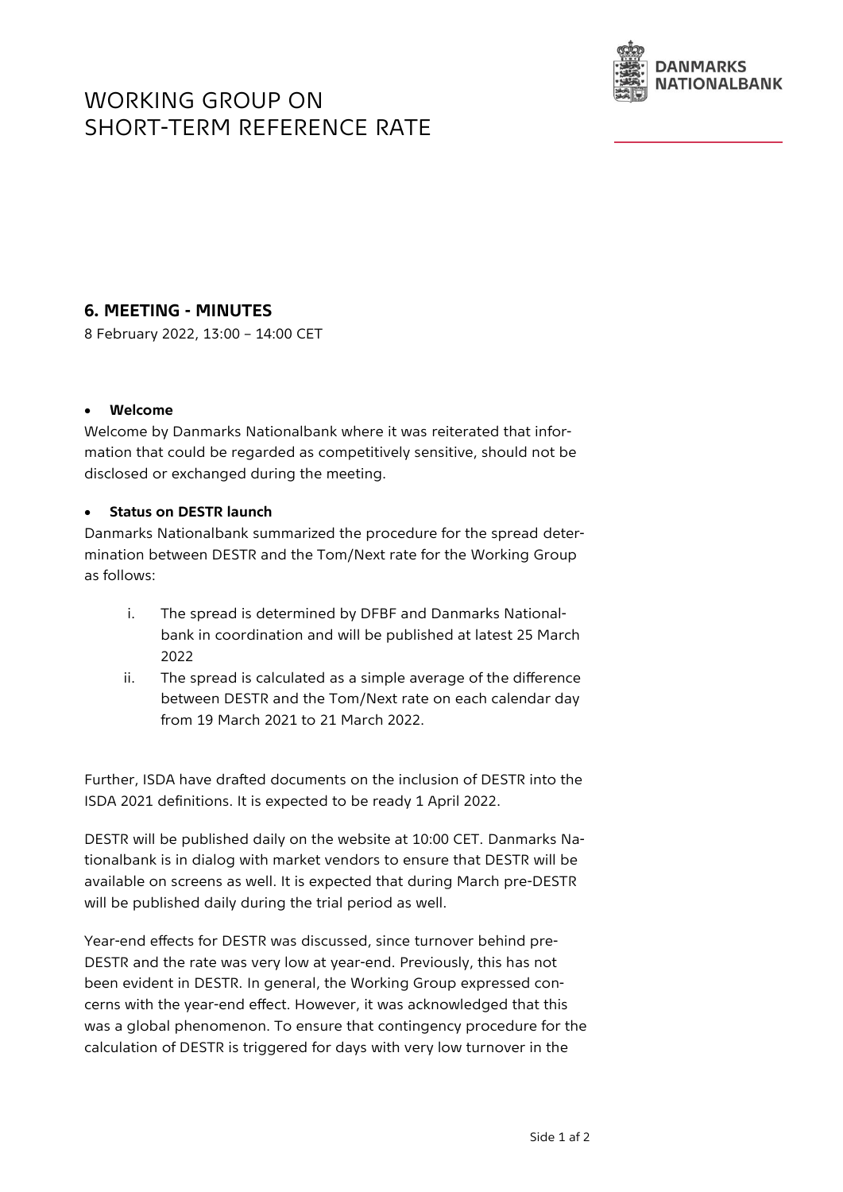# WORKING GROUP ON SHORT-TERM REFERENCE RATE

## 6. MEETING - MINUTES

8 February 2022, 13:00 – 14:00 CET

- **Welcome**

Welcome by Danmarks Nationalbank where it was reiterated that information that could be regarded as competitively sensitive, should not be disclosed or exchanged during the meeting.

- **Status on DESTR launch**

Danmarks Nationalbank summarized the procedure for the spread determination between DESTR and the Tom/Next rate for the Working Group as follows:

i. The spread is determined by DFBF and Danmarks Nationalbank in coordination and will be published at latest 25 March 2022
ii. The spread is calculated as a simple average of the difference between DESTR and the Tom/Next rate on each calendar day from 19 March 2021 to 21 March 2022.

Further, ISDA have drafted documents on the inclusion of DESTR into the ISDA 2021 definitions. It is expected to be ready 1 April 2022.

DESTR will be published daily on the website at 10:00 CET. Danmarks Nationalbank is in dialog with market vendors to ensure that DESTR will be available on screens as well. It is expected that during March pre-DESTR will be published daily during the trial period as well.

Year-end effects for DESTR was discussed, since turnover behind pre-DESTR and the rate was very low at year-end. Previously, this has not been evident in DESTR. In general, the Working Group expressed concerns with the year-end effect. However, it was acknowledged that this was a global phenomenon. To ensure that contingency procedure for the calculation of DESTR is triggered for days with very low turnover in the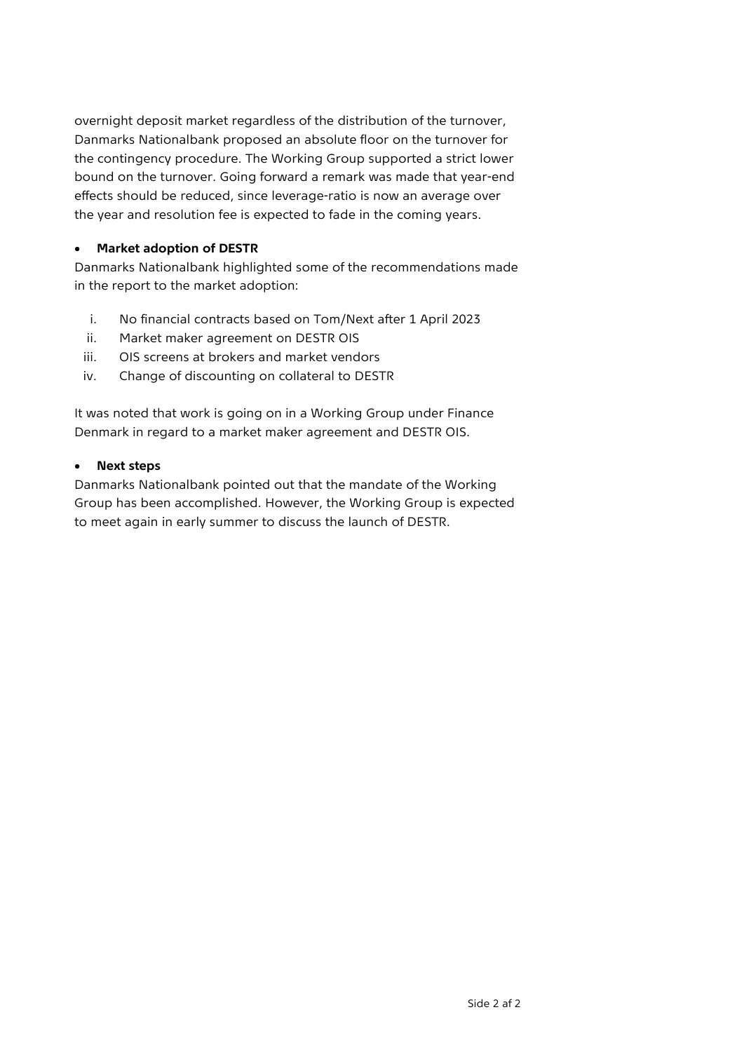overnight deposit market regardless of the distribution of the turnover, Danmarks Nationalbank proposed an absolute floor on the turnover for the contingency procedure. The Working Group supported a strict lower bound on the turnover. Going forward a remark was made that year-end effects should be reduced, since leverage-ratio is now an average over the year and resolution fee is expected to fade in the coming years.

- **Market adoption of DESTR**

Danmarks Nationalbank highlighted some of the recommendations made in the report to the market adoption:

i. No financial contracts based on Tom/Next after 1 April 2023
ii. Market maker agreement on DESTR OIS
iii. OIS screens at brokers and market vendors
iv. Change of discounting on collateral to DESTR

It was noted that work is going on in a Working Group under Finance Denmark in regard to a market maker agreement and DESTR OIS.

- **Next steps**

Danmarks Nationalbank pointed out that the mandate of the Working Group has been accomplished. However, the Working Group is expected to meet again in early summer to discuss the launch of DESTR.